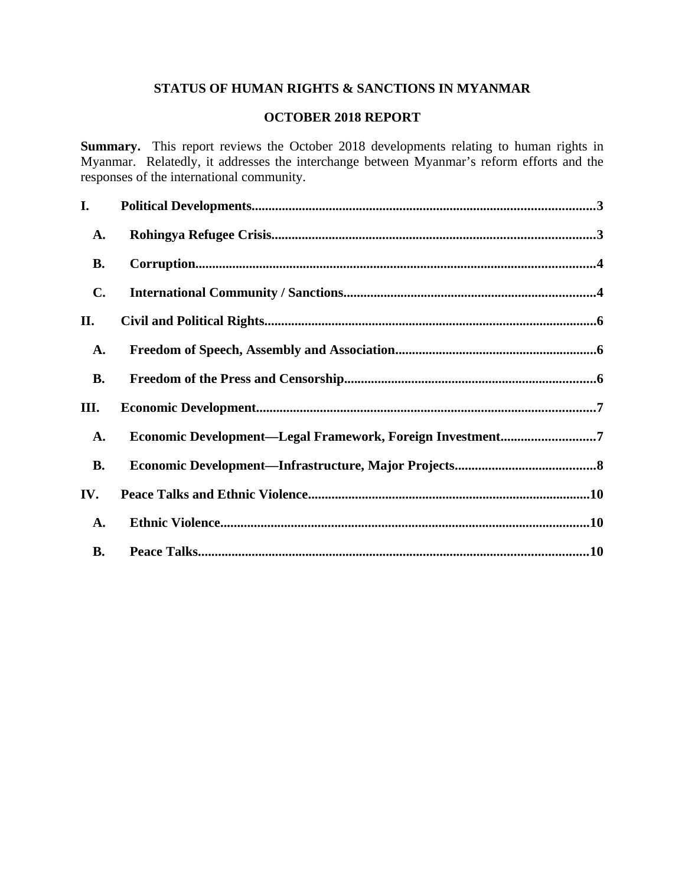# STATUS OF HUMAN RIGHTS & SANCTIONS IN MYANMAR

## OCTOBER 2018 REPORT

**Summary.** This report reviews the October 2018 developments relating to human rights in Myanmar. Relatedly, it addresses the interchange between Myanmar's reform efforts and the responses of the international community.

**I. Political Developments....................................................................................................3**

- **A. Rohingya Refugee Crisis...............................................................................................3**
- **B. Corruption.....................................................................................................................4**
- **C. International Community / Sanctions..........................................................................4**

**II. Civil and Political Rights.................................................................................................6**

- **A. Freedom of Speech, Assembly and Association...........................................................6**
- **B. Freedom of the Press and Censorship..........................................................................6**

**III. Economic Development....................................................................................................7**

- **A. Economic Development—Legal Framework, Foreign Investment............................7**
- **B. Economic Development—Infrastructure, Major Projects..........................................8**

**IV. Peace Talks and Ethnic Violence..................................................................................10**

- **A. Ethnic Violence............................................................................................................10**
- **B. Peace Talks..................................................................................................................10**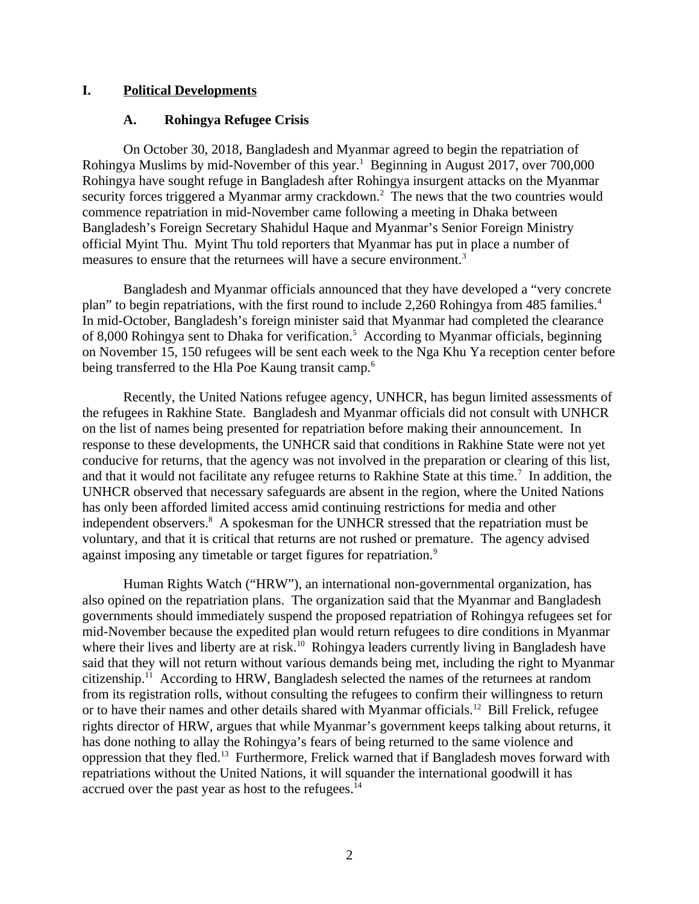# I. Political Developments

## A. Rohingya Refugee Crisis

On October 30, 2018, Bangladesh and Myanmar agreed to begin the repatriation of Rohingya Muslims by mid-November of this year.[1] Beginning in August 2017, over 700,000 Rohingya have sought refuge in Bangladesh after Rohingya insurgent attacks on the Myanmar security forces triggered a Myanmar army crackdown.[2] The news that the two countries would commence repatriation in mid-November came following a meeting in Dhaka between Bangladesh's Foreign Secretary Shahidul Haque and Myanmar's Senior Foreign Ministry official Myint Thu. Myint Thu told reporters that Myanmar has put in place a number of measures to ensure that the returnees will have a secure environment.[3]

Bangladesh and Myanmar officials announced that they have developed a "very concrete plan" to begin repatriations, with the first round to include 2,260 Rohingya from 485 families.[4] In mid-October, Bangladesh's foreign minister said that Myanmar had completed the clearance of 8,000 Rohingya sent to Dhaka for verification.[5] According to Myanmar officials, beginning on November 15, 150 refugees will be sent each week to the Nga Khu Ya reception center before being transferred to the Hla Poe Kaung transit camp.[6]

Recently, the United Nations refugee agency, UNHCR, has begun limited assessments of the refugees in Rakhine State. Bangladesh and Myanmar officials did not consult with UNHCR on the list of names being presented for repatriation before making their announcement. In response to these developments, the UNHCR said that conditions in Rakhine State were not yet conducive for returns, that the agency was not involved in the preparation or clearing of this list, and that it would not facilitate any refugee returns to Rakhine State at this time.[7] In addition, the UNHCR observed that necessary safeguards are absent in the region, where the United Nations has only been afforded limited access amid continuing restrictions for media and other independent observers.[8] A spokesman for the UNHCR stressed that the repatriation must be voluntary, and that it is critical that returns are not rushed or premature. The agency advised against imposing any timetable or target figures for repatriation.[9]

Human Rights Watch ("HRW"), an international non-governmental organization, has also opined on the repatriation plans. The organization said that the Myanmar and Bangladesh governments should immediately suspend the proposed repatriation of Rohingya refugees set for mid-November because the expedited plan would return refugees to dire conditions in Myanmar where their lives and liberty are at risk.[10] Rohingya leaders currently living in Bangladesh have said that they will not return without various demands being met, including the right to Myanmar citizenship.[11] According to HRW, Bangladesh selected the names of the returnees at random from its registration rolls, without consulting the refugees to confirm their willingness to return or to have their names and other details shared with Myanmar officials.[12] Bill Frelick, refugee rights director of HRW, argues that while Myanmar's government keeps talking about returns, it has done nothing to allay the Rohingya's fears of being returned to the same violence and oppression that they fled.[13] Furthermore, Frelick warned that if Bangladesh moves forward with repatriations without the United Nations, it will squander the international goodwill it has accrued over the past year as host to the refugees.[14]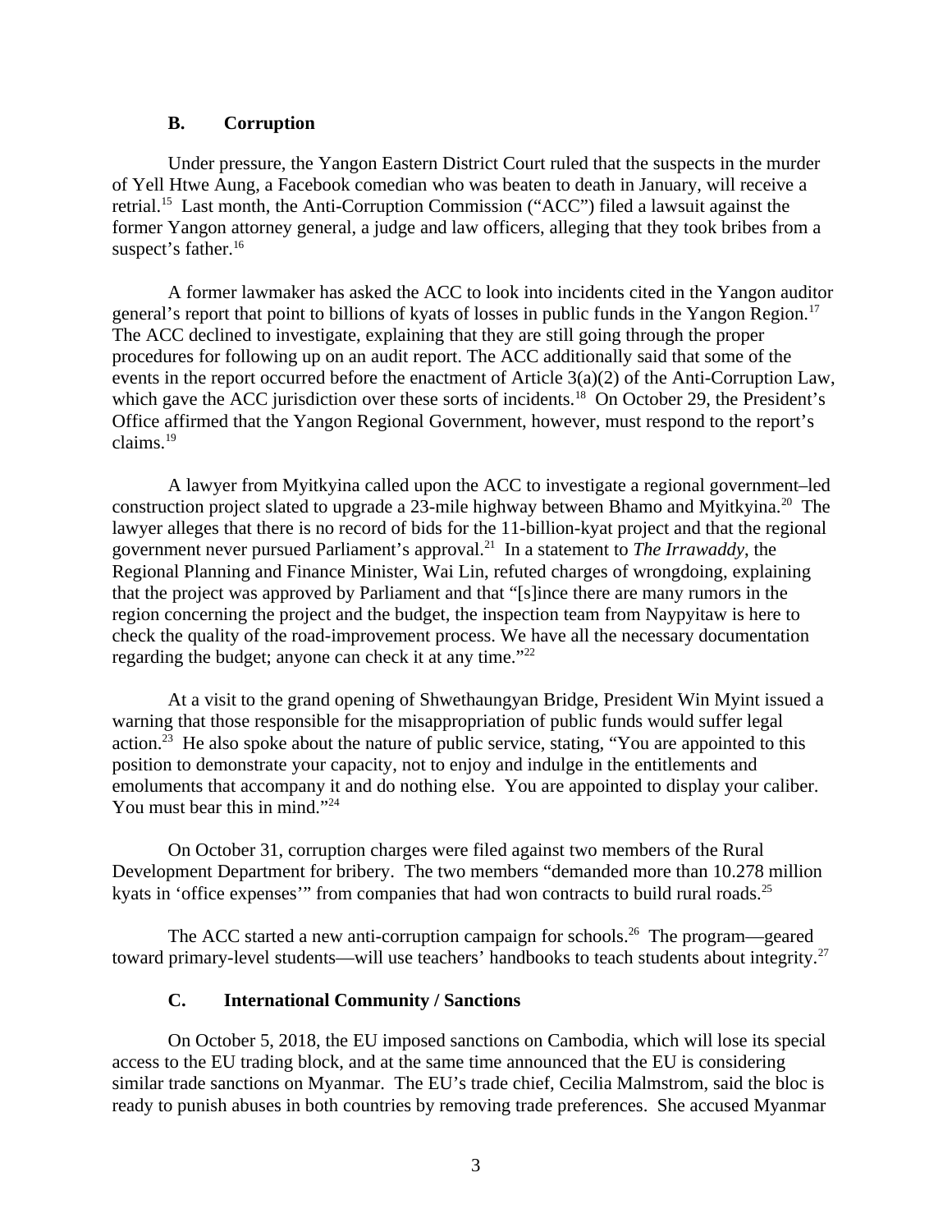### B. Corruption

Under pressure, the Yangon Eastern District Court ruled that the suspects in the murder of Yell Htwe Aung, a Facebook comedian who was beaten to death in January, will receive a retrial.[15] Last month, the Anti-Corruption Commission ("ACC") filed a lawsuit against the former Yangon attorney general, a judge and law officers, alleging that they took bribes from a suspect's father.[16]

A former lawmaker has asked the ACC to look into incidents cited in the Yangon auditor general's report that point to billions of kyats of losses in public funds in the Yangon Region.[17] The ACC declined to investigate, explaining that they are still going through the proper procedures for following up on an audit report. The ACC additionally said that some of the events in the report occurred before the enactment of Article 3(a)(2) of the Anti-Corruption Law, which gave the ACC jurisdiction over these sorts of incidents.[18] On October 29, the President's Office affirmed that the Yangon Regional Government, however, must respond to the report's claims.[19]

A lawyer from Myitkyina called upon the ACC to investigate a regional government–led construction project slated to upgrade a 23-mile highway between Bhamo and Myitkyina.[20] The lawyer alleges that there is no record of bids for the 11-billion-kyat project and that the regional government never pursued Parliament's approval.[21] In a statement to *The Irrawaddy*, the Regional Planning and Finance Minister, Wai Lin, refuted charges of wrongdoing, explaining that the project was approved by Parliament and that "[s]ince there are many rumors in the region concerning the project and the budget, the inspection team from Naypyitaw is here to check the quality of the road-improvement process. We have all the necessary documentation regarding the budget; anyone can check it at any time."[22]

At a visit to the grand opening of Shwethaungyan Bridge, President Win Myint issued a warning that those responsible for the misappropriation of public funds would suffer legal action.[23] He also spoke about the nature of public service, stating, "You are appointed to this position to demonstrate your capacity, not to enjoy and indulge in the entitlements and emoluments that accompany it and do nothing else. You are appointed to display your caliber. You must bear this in mind."[24]

On October 31, corruption charges were filed against two members of the Rural Development Department for bribery. The two members "demanded more than 10.278 million kyats in 'office expenses'" from companies that had won contracts to build rural roads.[25]

The ACC started a new anti-corruption campaign for schools.[26] The program—geared toward primary-level students—will use teachers' handbooks to teach students about integrity.[27]

### C. International Community / Sanctions

On October 5, 2018, the EU imposed sanctions on Cambodia, which will lose its special access to the EU trading block, and at the same time announced that the EU is considering similar trade sanctions on Myanmar. The EU's trade chief, Cecilia Malmstrom, said the bloc is ready to punish abuses in both countries by removing trade preferences. She accused Myanmar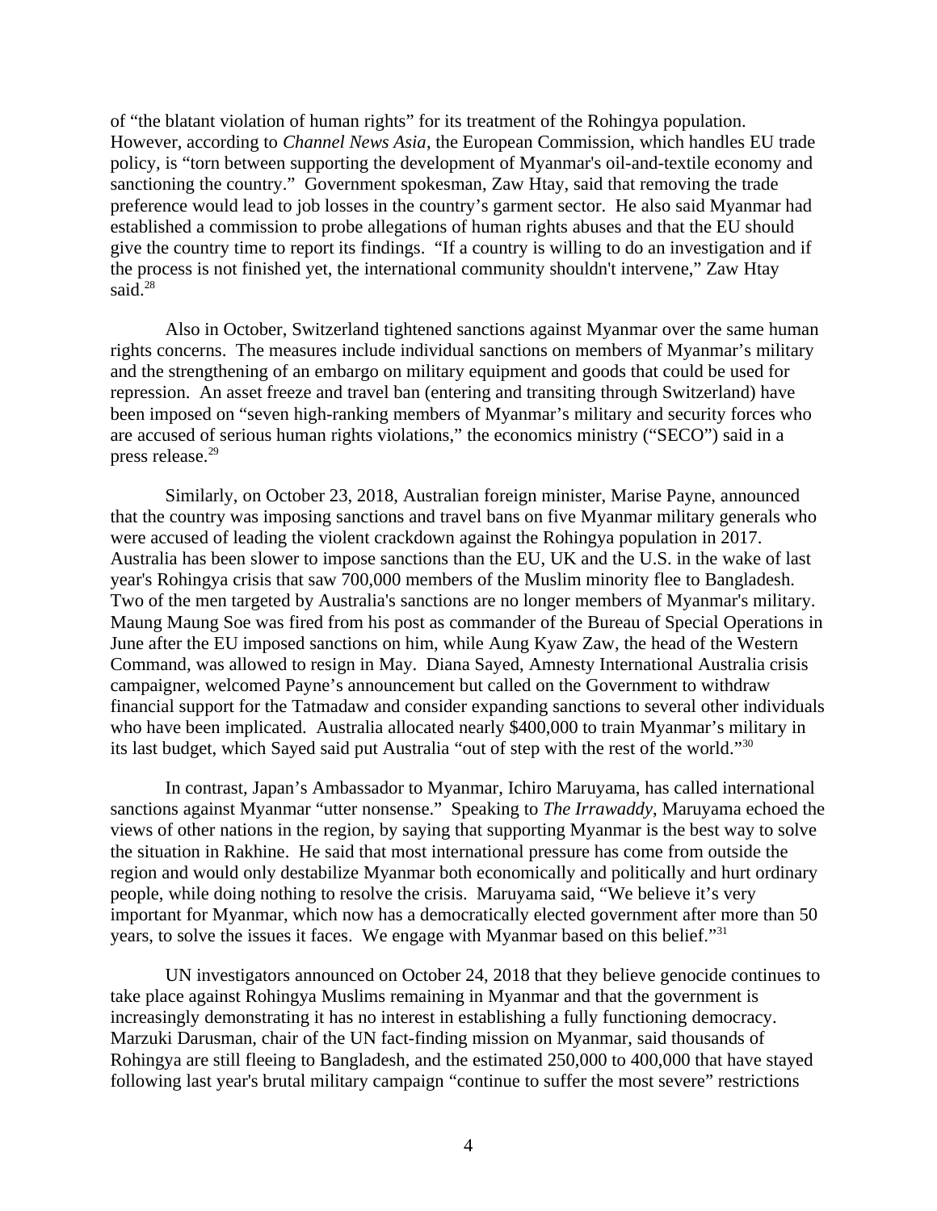of "the blatant violation of human rights" for its treatment of the Rohingya population. However, according to *Channel News Asia*, the European Commission, which handles EU trade policy, is "torn between supporting the development of Myanmar's oil-and-textile economy and sanctioning the country." Government spokesman, Zaw Htay, said that removing the trade preference would lead to job losses in the country's garment sector. He also said Myanmar had established a commission to probe allegations of human rights abuses and that the EU should give the country time to report its findings. "If a country is willing to do an investigation and if the process is not finished yet, the international community shouldn't intervene," Zaw Htay said.[28]

Also in October, Switzerland tightened sanctions against Myanmar over the same human rights concerns. The measures include individual sanctions on members of Myanmar's military and the strengthening of an embargo on military equipment and goods that could be used for repression. An asset freeze and travel ban (entering and transiting through Switzerland) have been imposed on "seven high-ranking members of Myanmar's military and security forces who are accused of serious human rights violations," the economics ministry ("SECO") said in a press release.[29]

Similarly, on October 23, 2018, Australian foreign minister, Marise Payne, announced that the country was imposing sanctions and travel bans on five Myanmar military generals who were accused of leading the violent crackdown against the Rohingya population in 2017. Australia has been slower to impose sanctions than the EU, UK and the U.S. in the wake of last year's Rohingya crisis that saw 700,000 members of the Muslim minority flee to Bangladesh. Two of the men targeted by Australia's sanctions are no longer members of Myanmar's military. Maung Maung Soe was fired from his post as commander of the Bureau of Special Operations in June after the EU imposed sanctions on him, while Aung Kyaw Zaw, the head of the Western Command, was allowed to resign in May. Diana Sayed, Amnesty International Australia crisis campaigner, welcomed Payne's announcement but called on the Government to withdraw financial support for the Tatmadaw and consider expanding sanctions to several other individuals who have been implicated. Australia allocated nearly $400,000 to train Myanmar's military in its last budget, which Sayed said put Australia "out of step with the rest of the world."[30]

In contrast, Japan's Ambassador to Myanmar, Ichiro Maruyama, has called international sanctions against Myanmar "utter nonsense." Speaking to *The Irrawaddy*, Maruyama echoed the views of other nations in the region, by saying that supporting Myanmar is the best way to solve the situation in Rakhine. He said that most international pressure has come from outside the region and would only destabilize Myanmar both economically and politically and hurt ordinary people, while doing nothing to resolve the crisis. Maruyama said, "We believe it's very important for Myanmar, which now has a democratically elected government after more than 50 years, to solve the issues it faces. We engage with Myanmar based on this belief."[31]

UN investigators announced on October 24, 2018 that they believe genocide continues to take place against Rohingya Muslims remaining in Myanmar and that the government is increasingly demonstrating it has no interest in establishing a fully functioning democracy. Marzuki Darusman, chair of the UN fact-finding mission on Myanmar, said thousands of Rohingya are still fleeing to Bangladesh, and the estimated 250,000 to 400,000 that have stayed following last year's brutal military campaign "continue to suffer the most severe" restrictions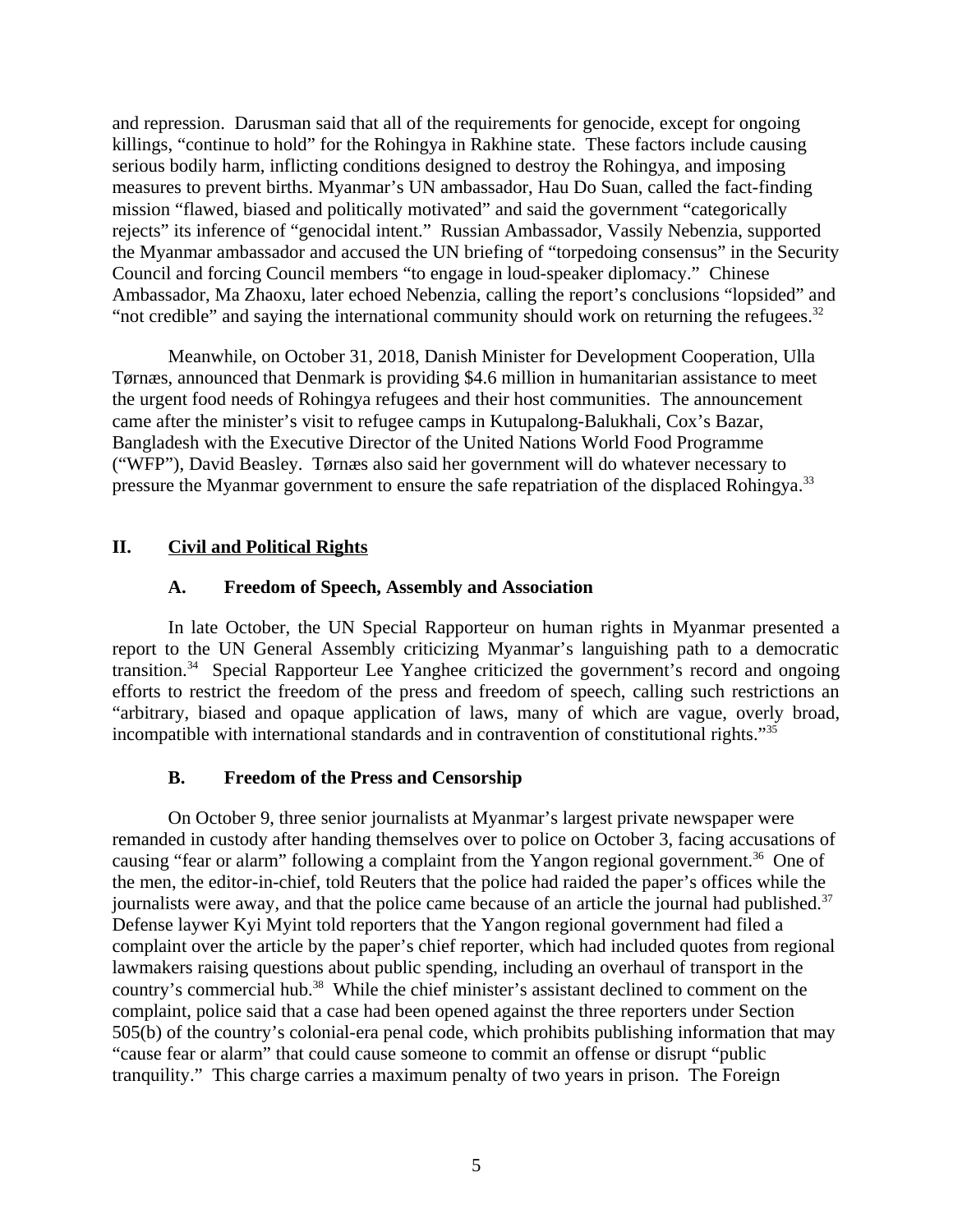and repression. Darusman said that all of the requirements for genocide, except for ongoing killings, "continue to hold" for the Rohingya in Rakhine state. These factors include causing serious bodily harm, inflicting conditions designed to destroy the Rohingya, and imposing measures to prevent births. Myanmar's UN ambassador, Hau Do Suan, called the fact-finding mission "flawed, biased and politically motivated" and said the government "categorically rejects" its inference of "genocidal intent." Russian Ambassador, Vassily Nebenzia, supported the Myanmar ambassador and accused the UN briefing of "torpedoing consensus" in the Security Council and forcing Council members "to engage in loud-speaker diplomacy." Chinese Ambassador, Ma Zhaoxu, later echoed Nebenzia, calling the report's conclusions "lopsided" and "not credible" and saying the international community should work on returning the refugees.[32]

Meanwhile, on October 31, 2018, Danish Minister for Development Cooperation, Ulla Tørnæs, announced that Denmark is providing $4.6 million in humanitarian assistance to meet the urgent food needs of Rohingya refugees and their host communities. The announcement came after the minister's visit to refugee camps in Kutupalong-Balukhali, Cox's Bazar, Bangladesh with the Executive Director of the United Nations World Food Programme ("WFP"), David Beasley. Tørnæs also said her government will do whatever necessary to pressure the Myanmar government to ensure the safe repatriation of the displaced Rohingya.[33]

## II. Civil and Political Rights

### A. Freedom of Speech, Assembly and Association

In late October, the UN Special Rapporteur on human rights in Myanmar presented a report to the UN General Assembly criticizing Myanmar's languishing path to a democratic transition.[34] Special Rapporteur Lee Yanghee criticized the government's record and ongoing efforts to restrict the freedom of the press and freedom of speech, calling such restrictions an "arbitrary, biased and opaque application of laws, many of which are vague, overly broad, incompatible with international standards and in contravention of constitutional rights."[35]

### B. Freedom of the Press and Censorship

On October 9, three senior journalists at Myanmar's largest private newspaper were remanded in custody after handing themselves over to police on October 3, facing accusations of causing "fear or alarm" following a complaint from the Yangon regional government.[36] One of the men, the editor-in-chief, told Reuters that the police had raided the paper's offices while the journalists were away, and that the police came because of an article the journal had published.[37] Defense laywer Kyi Myint told reporters that the Yangon regional government had filed a complaint over the article by the paper's chief reporter, which had included quotes from regional lawmakers raising questions about public spending, including an overhaul of transport in the country's commercial hub.[38] While the chief minister's assistant declined to comment on the complaint, police said that a case had been opened against the three reporters under Section 505(b) of the country's colonial-era penal code, which prohibits publishing information that may "cause fear or alarm" that could cause someone to commit an offense or disrupt "public tranquility." This charge carries a maximum penalty of two years in prison. The Foreign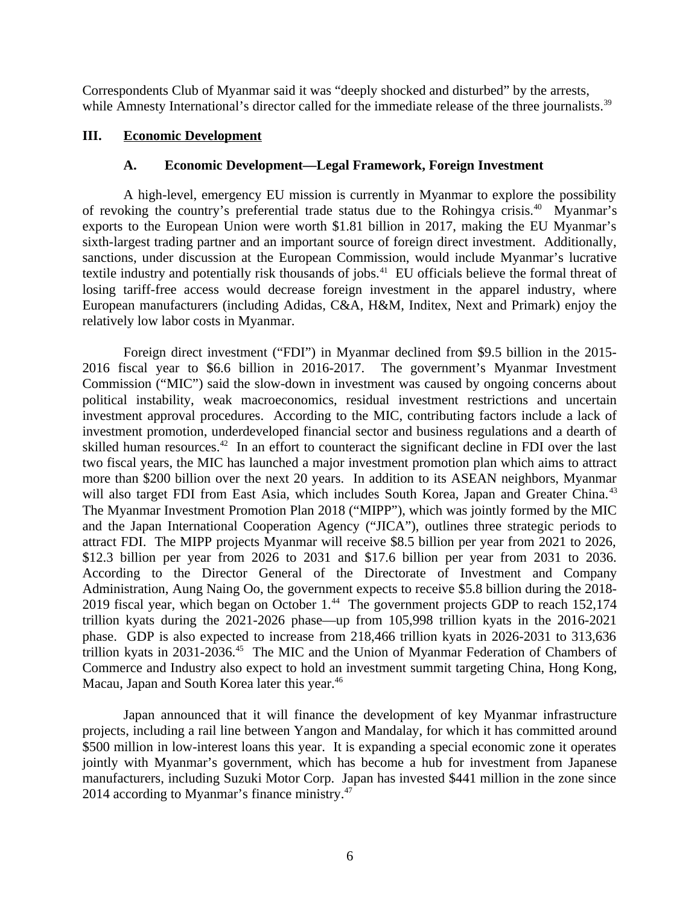Correspondents Club of Myanmar said it was "deeply shocked and disturbed" by the arrests, while Amnesty International's director called for the immediate release of the three journalists.[39]

## III. Economic Development

### A. Economic Development—Legal Framework, Foreign Investment

A high-level, emergency EU mission is currently in Myanmar to explore the possibility of revoking the country's preferential trade status due to the Rohingya crisis.[40] Myanmar's exports to the European Union were worth $1.81 billion in 2017, making the EU Myanmar's sixth-largest trading partner and an important source of foreign direct investment. Additionally, sanctions, under discussion at the European Commission, would include Myanmar's lucrative textile industry and potentially risk thousands of jobs.[41] EU officials believe the formal threat of losing tariff-free access would decrease foreign investment in the apparel industry, where European manufacturers (including Adidas, C&A, H&M, Inditex, Next and Primark) enjoy the relatively low labor costs in Myanmar.

Foreign direct investment ("FDI") in Myanmar declined from $9.5 billion in the 2015-2016 fiscal year to $6.6 billion in 2016-2017. The government's Myanmar Investment Commission ("MIC") said the slow-down in investment was caused by ongoing concerns about political instability, weak macroeconomics, residual investment restrictions and uncertain investment approval procedures. According to the MIC, contributing factors include a lack of investment promotion, underdeveloped financial sector and business regulations and a dearth of skilled human resources.[42] In an effort to counteract the significant decline in FDI over the last two fiscal years, the MIC has launched a major investment promotion plan which aims to attract more than $200 billion over the next 20 years. In addition to its ASEAN neighbors, Myanmar will also target FDI from East Asia, which includes South Korea, Japan and Greater China.[43] The Myanmar Investment Promotion Plan 2018 ("MIPP"), which was jointly formed by the MIC and the Japan International Cooperation Agency ("JICA"), outlines three strategic periods to attract FDI. The MIPP projects Myanmar will receive $8.5 billion per year from 2021 to 2026, $12.3 billion per year from 2026 to 2031 and $17.6 billion per year from 2031 to 2036. According to the Director General of the Directorate of Investment and Company Administration, Aung Naing Oo, the government expects to receive $5.8 billion during the 2018-2019 fiscal year, which began on October 1.[44] The government projects GDP to reach 152,174 trillion kyats during the 2021-2026 phase—up from 105,998 trillion kyats in the 2016-2021 phase. GDP is also expected to increase from 218,466 trillion kyats in 2026-2031 to 313,636 trillion kyats in 2031-2036.[45] The MIC and the Union of Myanmar Federation of Chambers of Commerce and Industry also expect to hold an investment summit targeting China, Hong Kong, Macau, Japan and South Korea later this year.[46]

Japan announced that it will finance the development of key Myanmar infrastructure projects, including a rail line between Yangon and Mandalay, for which it has committed around $500 million in low-interest loans this year. It is expanding a special economic zone it operates jointly with Myanmar's government, which has become a hub for investment from Japanese manufacturers, including Suzuki Motor Corp. Japan has invested $441 million in the zone since 2014 according to Myanmar's finance ministry.[47]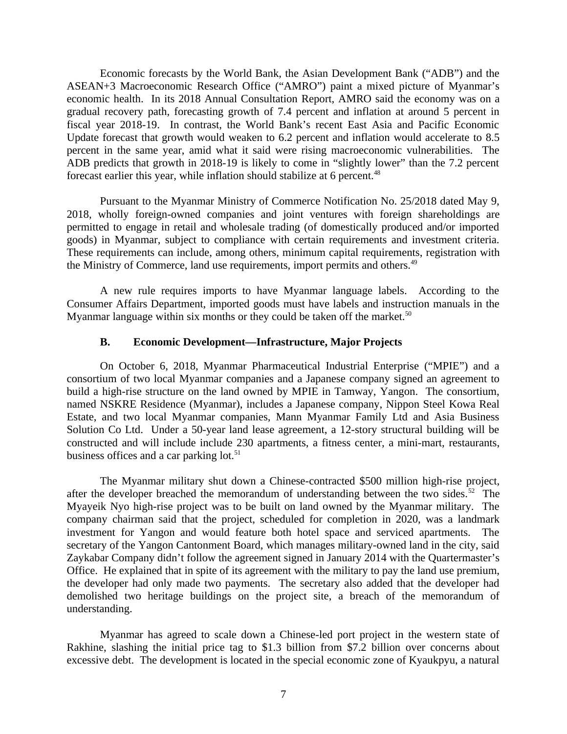Economic forecasts by the World Bank, the Asian Development Bank ("ADB") and the ASEAN+3 Macroeconomic Research Office ("AMRO") paint a mixed picture of Myanmar's economic health. In its 2018 Annual Consultation Report, AMRO said the economy was on a gradual recovery path, forecasting growth of 7.4 percent and inflation at around 5 percent in fiscal year 2018-19. In contrast, the World Bank's recent East Asia and Pacific Economic Update forecast that growth would weaken to 6.2 percent and inflation would accelerate to 8.5 percent in the same year, amid what it said were rising macroeconomic vulnerabilities. The ADB predicts that growth in 2018-19 is likely to come in "slightly lower" than the 7.2 percent forecast earlier this year, while inflation should stabilize at 6 percent.[48]

Pursuant to the Myanmar Ministry of Commerce Notification No. 25/2018 dated May 9, 2018, wholly foreign-owned companies and joint ventures with foreign shareholdings are permitted to engage in retail and wholesale trading (of domestically produced and/or imported goods) in Myanmar, subject to compliance with certain requirements and investment criteria. These requirements can include, among others, minimum capital requirements, registration with the Ministry of Commerce, land use requirements, import permits and others.[49]

A new rule requires imports to have Myanmar language labels. According to the Consumer Affairs Department, imported goods must have labels and instruction manuals in the Myanmar language within six months or they could be taken off the market.[50]

### B. Economic Development—Infrastructure, Major Projects

On October 6, 2018, Myanmar Pharmaceutical Industrial Enterprise ("MPIE") and a consortium of two local Myanmar companies and a Japanese company signed an agreement to build a high-rise structure on the land owned by MPIE in Tamway, Yangon. The consortium, named NSKRE Residence (Myanmar), includes a Japanese company, Nippon Steel Kowa Real Estate, and two local Myanmar companies, Mann Myanmar Family Ltd and Asia Business Solution Co Ltd. Under a 50-year land lease agreement, a 12-story structural building will be constructed and will include include 230 apartments, a fitness center, a mini-mart, restaurants, business offices and a car parking lot.[51]

The Myanmar military shut down a Chinese-contracted $500 million high-rise project, after the developer breached the memorandum of understanding between the two sides.[52] The Myayeik Nyo high-rise project was to be built on land owned by the Myanmar military. The company chairman said that the project, scheduled for completion in 2020, was a landmark investment for Yangon and would feature both hotel space and serviced apartments. The secretary of the Yangon Cantonment Board, which manages military-owned land in the city, said Zaykabar Company didn't follow the agreement signed in January 2014 with the Quartermaster's Office. He explained that in spite of its agreement with the military to pay the land use premium, the developer had only made two payments. The secretary also added that the developer had demolished two heritage buildings on the project site, a breach of the memorandum of understanding.

Myanmar has agreed to scale down a Chinese-led port project in the western state of Rakhine, slashing the initial price tag to $1.3 billion from $7.2 billion over concerns about excessive debt. The development is located in the special economic zone of Kyaukpyu, a natural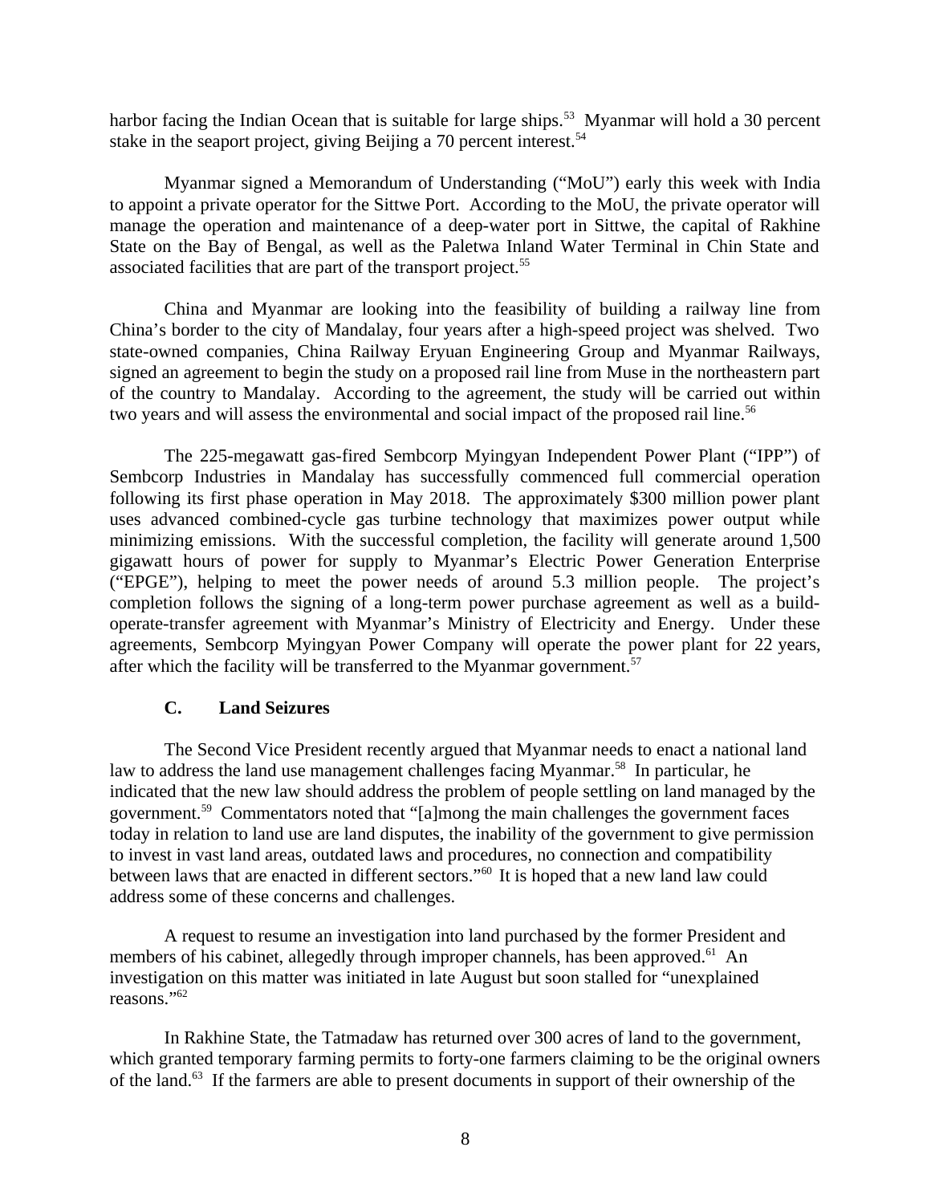harbor facing the Indian Ocean that is suitable for large ships.[53] Myanmar will hold a 30 percent stake in the seaport project, giving Beijing a 70 percent interest.[54]

Myanmar signed a Memorandum of Understanding ("MoU") early this week with India to appoint a private operator for the Sittwe Port. According to the MoU, the private operator will manage the operation and maintenance of a deep-water port in Sittwe, the capital of Rakhine State on the Bay of Bengal, as well as the Paletwa Inland Water Terminal in Chin State and associated facilities that are part of the transport project.[55]

China and Myanmar are looking into the feasibility of building a railway line from China's border to the city of Mandalay, four years after a high-speed project was shelved. Two state-owned companies, China Railway Eryuan Engineering Group and Myanmar Railways, signed an agreement to begin the study on a proposed rail line from Muse in the northeastern part of the country to Mandalay. According to the agreement, the study will be carried out within two years and will assess the environmental and social impact of the proposed rail line.[56]

The 225-megawatt gas-fired Sembcorp Myingyan Independent Power Plant ("IPP") of Sembcorp Industries in Mandalay has successfully commenced full commercial operation following its first phase operation in May 2018. The approximately $300 million power plant uses advanced combined-cycle gas turbine technology that maximizes power output while minimizing emissions. With the successful completion, the facility will generate around 1,500 gigawatt hours of power for supply to Myanmar's Electric Power Generation Enterprise ("EPGE"), helping to meet the power needs of around 5.3 million people. The project's completion follows the signing of a long-term power purchase agreement as well as a build-operate-transfer agreement with Myanmar's Ministry of Electricity and Energy. Under these agreements, Sembcorp Myingyan Power Company will operate the power plant for 22 years, after which the facility will be transferred to the Myanmar government.[57]

### C. Land Seizures

The Second Vice President recently argued that Myanmar needs to enact a national land law to address the land use management challenges facing Myanmar.[58] In particular, he indicated that the new law should address the problem of people settling on land managed by the government.[59] Commentators noted that "[a]mong the main challenges the government faces today in relation to land use are land disputes, the inability of the government to give permission to invest in vast land areas, outdated laws and procedures, no connection and compatibility between laws that are enacted in different sectors."[60] It is hoped that a new land law could address some of these concerns and challenges.

A request to resume an investigation into land purchased by the former President and members of his cabinet, allegedly through improper channels, has been approved.[61] An investigation on this matter was initiated in late August but soon stalled for "unexplained reasons."[62]

In Rakhine State, the Tatmadaw has returned over 300 acres of land to the government, which granted temporary farming permits to forty-one farmers claiming to be the original owners of the land.[63] If the farmers are able to present documents in support of their ownership of the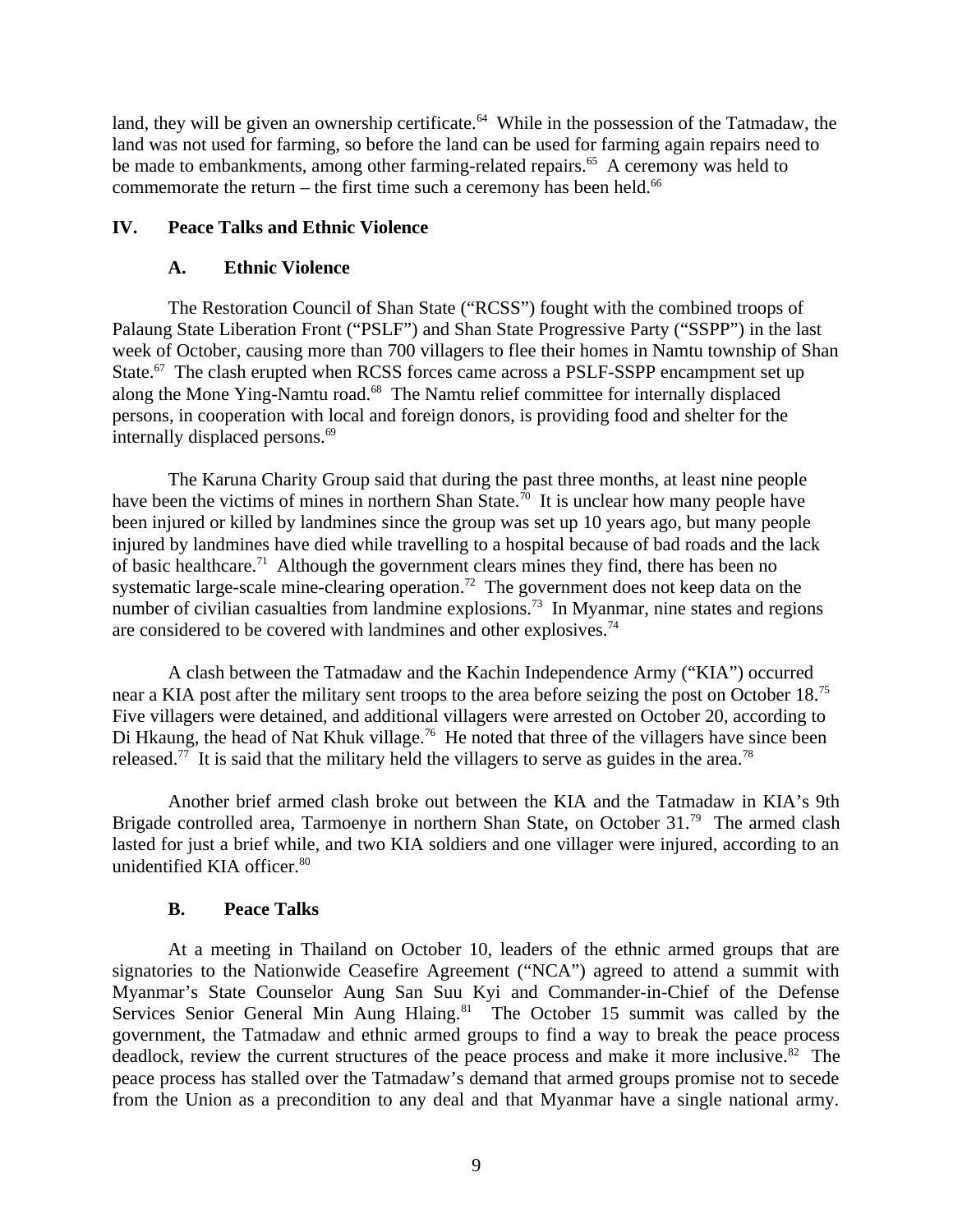land, they will be given an ownership certificate.[64] While in the possession of the Tatmadaw, the land was not used for farming, so before the land can be used for farming again repairs need to be made to embankments, among other farming-related repairs.[65] A ceremony was held to commemorate the return – the first time such a ceremony has been held.[66]

## IV. Peace Talks and Ethnic Violence

### A. Ethnic Violence

The Restoration Council of Shan State ("RCSS") fought with the combined troops of Palaung State Liberation Front ("PSLF") and Shan State Progressive Party ("SSPP") in the last week of October, causing more than 700 villagers to flee their homes in Namtu township of Shan State.[67] The clash erupted when RCSS forces came across a PSLF-SSPP encampment set up along the Mone Ying-Namtu road.[68] The Namtu relief committee for internally displaced persons, in cooperation with local and foreign donors, is providing food and shelter for the internally displaced persons.[69]

The Karuna Charity Group said that during the past three months, at least nine people have been the victims of mines in northern Shan State.[70] It is unclear how many people have been injured or killed by landmines since the group was set up 10 years ago, but many people injured by landmines have died while travelling to a hospital because of bad roads and the lack of basic healthcare.[71] Although the government clears mines they find, there has been no systematic large-scale mine-clearing operation.[72] The government does not keep data on the number of civilian casualties from landmine explosions.[73] In Myanmar, nine states and regions are considered to be covered with landmines and other explosives.[74]

A clash between the Tatmadaw and the Kachin Independence Army ("KIA") occurred near a KIA post after the military sent troops to the area before seizing the post on October 18.[75] Five villagers were detained, and additional villagers were arrested on October 20, according to Di Hkaung, the head of Nat Khuk village.[76] He noted that three of the villagers have since been released.[77] It is said that the military held the villagers to serve as guides in the area.[78]

Another brief armed clash broke out between the KIA and the Tatmadaw in KIA's 9th Brigade controlled area, Tarmoenye in northern Shan State, on October 31.[79] The armed clash lasted for just a brief while, and two KIA soldiers and one villager were injured, according to an unidentified KIA officer.[80]

### B. Peace Talks

At a meeting in Thailand on October 10, leaders of the ethnic armed groups that are signatories to the Nationwide Ceasefire Agreement ("NCA") agreed to attend a summit with Myanmar's State Counselor Aung San Suu Kyi and Commander-in-Chief of the Defense Services Senior General Min Aung Hlaing.[81] The October 15 summit was called by the government, the Tatmadaw and ethnic armed groups to find a way to break the peace process deadlock, review the current structures of the peace process and make it more inclusive.[82] The peace process has stalled over the Tatmadaw's demand that armed groups promise not to secede from the Union as a precondition to any deal and that Myanmar have a single national army.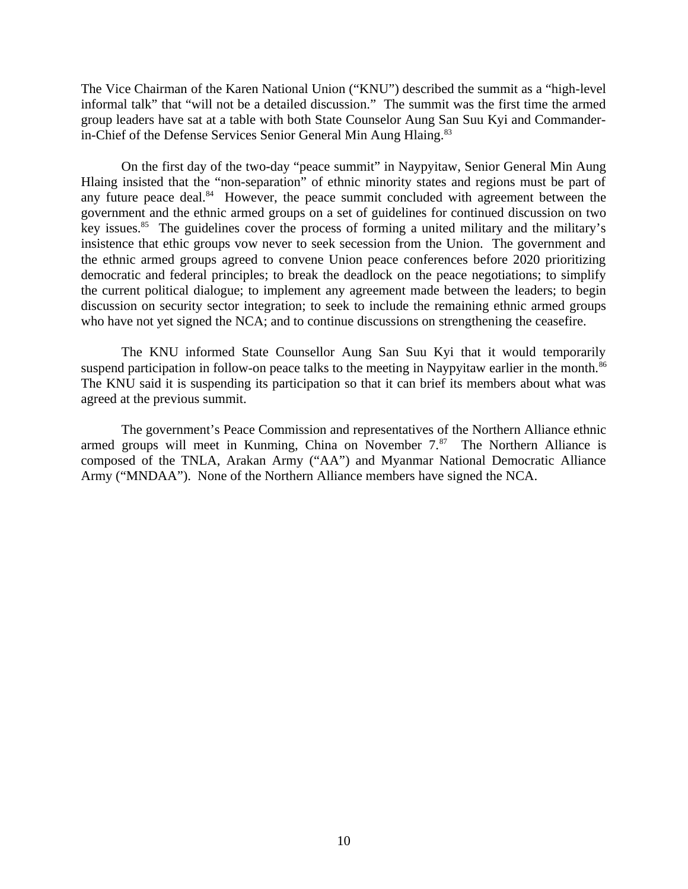The Vice Chairman of the Karen National Union ("KNU") described the summit as a "high-level informal talk" that "will not be a detailed discussion." The summit was the first time the armed group leaders have sat at a table with both State Counselor Aung San Suu Kyi and Commander-in-Chief of the Defense Services Senior General Min Aung Hlaing.[83]

On the first day of the two-day "peace summit" in Naypyitaw, Senior General Min Aung Hlaing insisted that the "non-separation" of ethnic minority states and regions must be part of any future peace deal.[84] However, the peace summit concluded with agreement between the government and the ethnic armed groups on a set of guidelines for continued discussion on two key issues.[85] The guidelines cover the process of forming a united military and the military's insistence that ethic groups vow never to seek secession from the Union. The government and the ethnic armed groups agreed to convene Union peace conferences before 2020 prioritizing democratic and federal principles; to break the deadlock on the peace negotiations; to simplify the current political dialogue; to implement any agreement made between the leaders; to begin discussion on security sector integration; to seek to include the remaining ethnic armed groups who have not yet signed the NCA; and to continue discussions on strengthening the ceasefire.

The KNU informed State Counsellor Aung San Suu Kyi that it would temporarily suspend participation in follow-on peace talks to the meeting in Naypyitaw earlier in the month.[86] The KNU said it is suspending its participation so that it can brief its members about what was agreed at the previous summit.

The government's Peace Commission and representatives of the Northern Alliance ethnic armed groups will meet in Kunming, China on November 7.[87] The Northern Alliance is composed of the TNLA, Arakan Army ("AA") and Myanmar National Democratic Alliance Army ("MNDAA"). None of the Northern Alliance members have signed the NCA.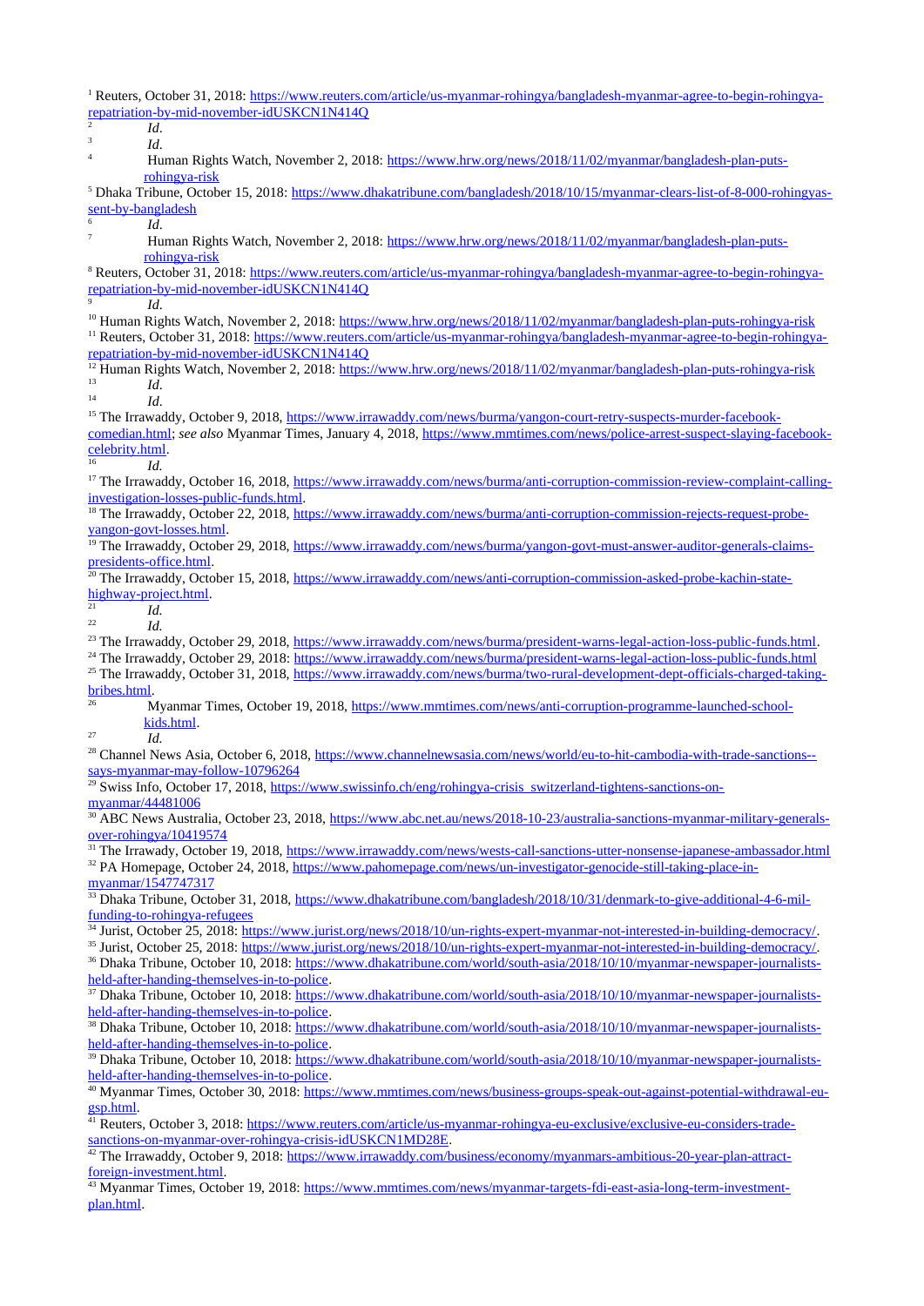[1] Reuters, October 31, 2018: https://www.reuters.com/article/us-myanmar-rohingya/bangladesh-myanmar-agree-to-begin-rohingya-repatriation-by-mid-november-idUSKCN1N414Q

[2] *Id.*

[3] *Id.*

[4] Human Rights Watch, November 2, 2018: https://www.hrw.org/news/2018/11/02/myanmar/bangladesh-plan-puts-rohingya-risk

[5] Dhaka Tribune, October 15, 2018: https://www.dhakatribune.com/bangladesh/2018/10/15/myanmar-clears-list-of-8-000-rohingyas-sent-by-bangladesh

[6] *Id.*

[7] Human Rights Watch, November 2, 2018: https://www.hrw.org/news/2018/11/02/myanmar/bangladesh-plan-puts-rohingya-risk

[8] Reuters, October 31, 2018: https://www.reuters.com/article/us-myanmar-rohingya/bangladesh-myanmar-agree-to-begin-rohingya-repatriation-by-mid-november-idUSKCN1N414Q

[9] *Id.*

[10] Human Rights Watch, November 2, 2018: https://www.hrw.org/news/2018/11/02/myanmar/bangladesh-plan-puts-rohingya-risk

[11] Reuters, October 31, 2018: https://www.reuters.com/article/us-myanmar-rohingya/bangladesh-myanmar-agree-to-begin-rohingya-repatriation-by-mid-november-idUSKCN1N414Q

[12] Human Rights Watch, November 2, 2018: https://www.hrw.org/news/2018/11/02/myanmar/bangladesh-plan-puts-rohingya-risk

[13] *Id.*

[14] *Id.*

[15] The Irrawaddy, October 9, 2018, https://www.irrawaddy.com/news/burma/yangon-court-retry-suspects-murder-facebook-comedian.html; *see also* Myanmar Times, January 4, 2018, https://www.mmtimes.com/news/police-arrest-suspect-slaying-facebook-celebrity.html.

[16] *Id.*

[17] The Irrawaddy, October 16, 2018, https://www.irrawaddy.com/news/burma/anti-corruption-commission-review-complaint-calling-investigation-losses-public-funds.html.

[18] The Irrawaddy, October 22, 2018, https://www.irrawaddy.com/news/burma/anti-corruption-commission-rejects-request-probe-yangon-govt-losses.html.

[19] The Irrawaddy, October 29, 2018, https://www.irrawaddy.com/news/burma/yangon-govt-must-answer-auditor-generals-claims-presidents-office.html.

[20] The Irrawaddy, October 15, 2018, https://www.irrawaddy.com/news/anti-corruption-commission-asked-probe-kachin-state-highway-project.html.

[21] *Id.*

[22] *Id.*

[23] The Irrawaddy, October 29, 2018, https://www.irrawaddy.com/news/burma/president-warns-legal-action-loss-public-funds.html.

[24] The Irrawaddy, October 29, 2018: https://www.irrawaddy.com/news/burma/president-warns-legal-action-loss-public-funds.html

[25] The Irrawaddy, October 31, 2018, https://www.irrawaddy.com/news/burma/two-rural-development-dept-officials-charged-taking-bribes.html.

[26] Myanmar Times, October 19, 2018, https://www.mmtimes.com/news/anti-corruption-programme-launched-school-kids.html.

[27] *Id.*

[28] Channel News Asia, October 6, 2018, https://www.channelnewsasia.com/news/world/eu-to-hit-cambodia-with-trade-sanctions--says-myanmar-may-follow-10796264

[29] Swiss Info, October 17, 2018, https://www.swissinfo.ch/eng/rohingya-crisis_switzerland-tightens-sanctions-on-myanmar/44481006

[30] ABC News Australia, October 23, 2018, https://www.abc.net.au/news/2018-10-23/australia-sanctions-myanmar-military-generals-over-rohingya/10419574

[31] The Irrawady, October 19, 2018, https://www.irrawaddy.com/news/wests-call-sanctions-utter-nonsense-japanese-ambassador.html

[32] PA Homepage, October 24, 2018, https://www.pahomepage.com/news/un-investigator-genocide-still-taking-place-in-myanmar/1547747317

[33] Dhaka Tribune, October 31, 2018, https://www.dhakatribune.com/bangladesh/2018/10/31/denmark-to-give-additional-4-6-mil-funding-to-rohingya-refugees

[34] Jurist, October 25, 2018: https://www.jurist.org/news/2018/10/un-rights-expert-myanmar-not-interested-in-building-democracy/.

[35] Jurist, October 25, 2018: https://www.jurist.org/news/2018/10/un-rights-expert-myanmar-not-interested-in-building-democracy/.

[36] Dhaka Tribune, October 10, 2018: https://www.dhakatribune.com/world/south-asia/2018/10/10/myanmar-newspaper-journalists-held-after-handing-themselves-in-to-police.

[37] Dhaka Tribune, October 10, 2018: https://www.dhakatribune.com/world/south-asia/2018/10/10/myanmar-newspaper-journalists-held-after-handing-themselves-in-to-police.

[38] Dhaka Tribune, October 10, 2018: https://www.dhakatribune.com/world/south-asia/2018/10/10/myanmar-newspaper-journalists-held-after-handing-themselves-in-to-police.

[39] Dhaka Tribune, October 10, 2018: https://www.dhakatribune.com/world/south-asia/2018/10/10/myanmar-newspaper-journalists-held-after-handing-themselves-in-to-police.

[40] Myanmar Times, October 30, 2018: https://www.mmtimes.com/news/business-groups-speak-out-against-potential-withdrawal-eu-gsp.html.

[41] Reuters, October 3, 2018: https://www.reuters.com/article/us-myanmar-rohingya-eu-exclusive/exclusive-eu-considers-trade-sanctions-on-myanmar-over-rohingya-crisis-idUSKCN1MD28E.

[42] The Irrawaddy, October 9, 2018: https://www.irrawaddy.com/business/economy/myanmars-ambitious-20-year-plan-attract-foreign-investment.html.

[43] Myanmar Times, October 19, 2018: https://www.mmtimes.com/news/myanmar-targets-fdi-east-asia-long-term-investment-plan.html.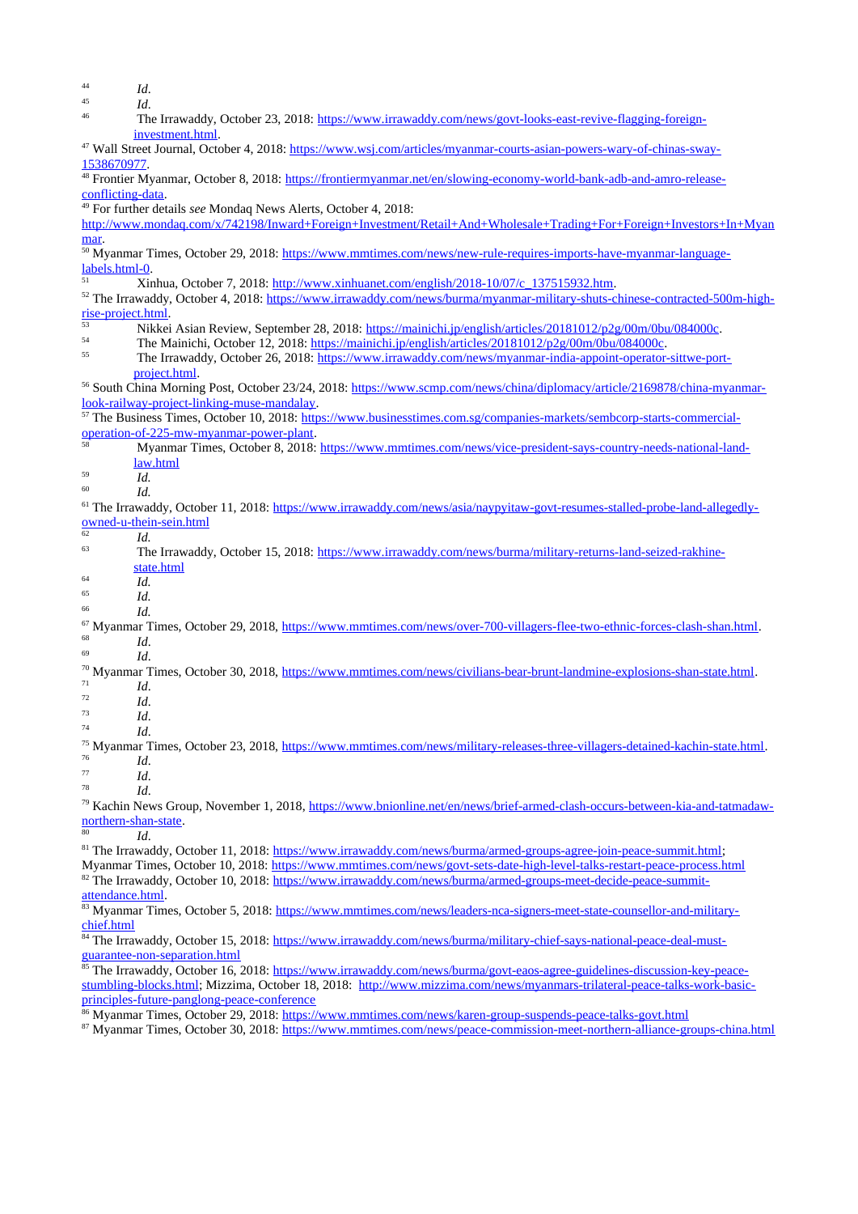[44] *Id.*

[45] *Id.*

[46] The Irrawaddy, October 23, 2018: https://www.irrawaddy.com/news/govt-looks-east-revive-flagging-foreign-investment.html.

[47] Wall Street Journal, October 4, 2018: https://www.wsj.com/articles/myanmar-courts-asian-powers-wary-of-chinas-sway-1538670977.

[48] Frontier Myanmar, October 8, 2018: https://frontiermyanmar.net/en/slowing-economy-world-bank-adb-and-amro-release-conflicting-data.

[49] For further details *see* Mondaq News Alerts, October 4, 2018: http://www.mondaq.com/x/742198/Inward+Foreign+Investment/Retail+And+Wholesale+Trading+For+Foreign+Investors+In+Myanmar.

[50] Myanmar Times, October 29, 2018: https://www.mmtimes.com/news/new-rule-requires-imports-have-myanmar-language-labels.html-0.

[51] Xinhua, October 7, 2018: http://www.xinhuanet.com/english/2018-10/07/c_137515932.htm.

[52] The Irrawaddy, October 4, 2018: https://www.irrawaddy.com/news/burma/myanmar-military-shuts-chinese-contracted-500m-high-rise-project.html.

[53] Nikkei Asian Review, September 28, 2018: https://mainichi.jp/english/articles/20181012/p2g/00m/0bu/084000c.

[54] The Mainichi, October 12, 2018: https://mainichi.jp/english/articles/20181012/p2g/00m/0bu/084000c.

[55] The Irrawaddy, October 26, 2018: https://www.irrawaddy.com/news/myanmar-india-appoint-operator-sittwe-port-project.html.

[56] South China Morning Post, October 23/24, 2018: https://www.scmp.com/news/china/diplomacy/article/2169878/china-myanmar-look-railway-project-linking-muse-mandalay.

[57] The Business Times, October 10, 2018: https://www.businesstimes.com.sg/companies-markets/sembcorp-starts-commercial-operation-of-225-mw-myanmar-power-plant.

[58] Myanmar Times, October 8, 2018: https://www.mmtimes.com/news/vice-president-says-country-needs-national-land-law.html

[59] *Id.*

[60] *Id.*

[61] The Irrawaddy, October 11, 2018: https://www.irrawaddy.com/news/asia/naypyitaw-govt-resumes-stalled-probe-land-allegedly-owned-u-thein-sein.html

[62] *Id.*

[63] The Irrawaddy, October 15, 2018: https://www.irrawaddy.com/news/burma/military-returns-land-seized-rakhine-state.html

[64] *Id.*

[65] *Id.*

[66] *Id.*

[67] Myanmar Times, October 29, 2018, https://www.mmtimes.com/news/over-700-villagers-flee-two-ethnic-forces-clash-shan.html.

[68] *Id.*

[69] *Id.*

[70] Myanmar Times, October 30, 2018, https://www.mmtimes.com/news/civilians-bear-brunt-landmine-explosions-shan-state.html.

[71] *Id.*

[72] *Id.*

[73] *Id.*

[74] *Id.*

[75] Myanmar Times, October 23, 2018, https://www.mmtimes.com/news/military-releases-three-villagers-detained-kachin-state.html.

[76] *Id.*

[77] *Id.*

[78] *Id.*

[79] Kachin News Group, November 1, 2018, https://www.bnionline.net/en/news/brief-armed-clash-occurs-between-kia-and-tatmadaw-northern-shan-state.

[80] *Id.*

[81] The Irrawaddy, October 11, 2018: https://www.irrawaddy.com/news/burma/armed-groups-agree-join-peace-summit.html; Myanmar Times, October 10, 2018: https://www.mmtimes.com/news/govt-sets-date-high-level-talks-restart-peace-process.html

[82] The Irrawaddy, October 10, 2018: https://www.irrawaddy.com/news/burma/armed-groups-meet-decide-peace-summit-attendance.html.

[83] Myanmar Times, October 5, 2018: https://www.mmtimes.com/news/leaders-nca-signers-meet-state-counsellor-and-military-chief.html

[84] The Irrawaddy, October 15, 2018: https://www.irrawaddy.com/news/burma/military-chief-says-national-peace-deal-must-guarantee-non-separation.html

[85] The Irrawaddy, October 16, 2018: https://www.irrawaddy.com/news/burma/govt-eaos-agree-guidelines-discussion-key-peace-stumbling-blocks.html; Mizzima, October 18, 2018: http://www.mizzima.com/news/myanmars-trilateral-peace-talks-work-basic-principles-future-panglong-peace-conference

[86] Myanmar Times, October 29, 2018: https://www.mmtimes.com/news/karen-group-suspends-peace-talks-govt.html

[87] Myanmar Times, October 30, 2018: https://www.mmtimes.com/news/peace-commission-meet-northern-alliance-groups-china.html